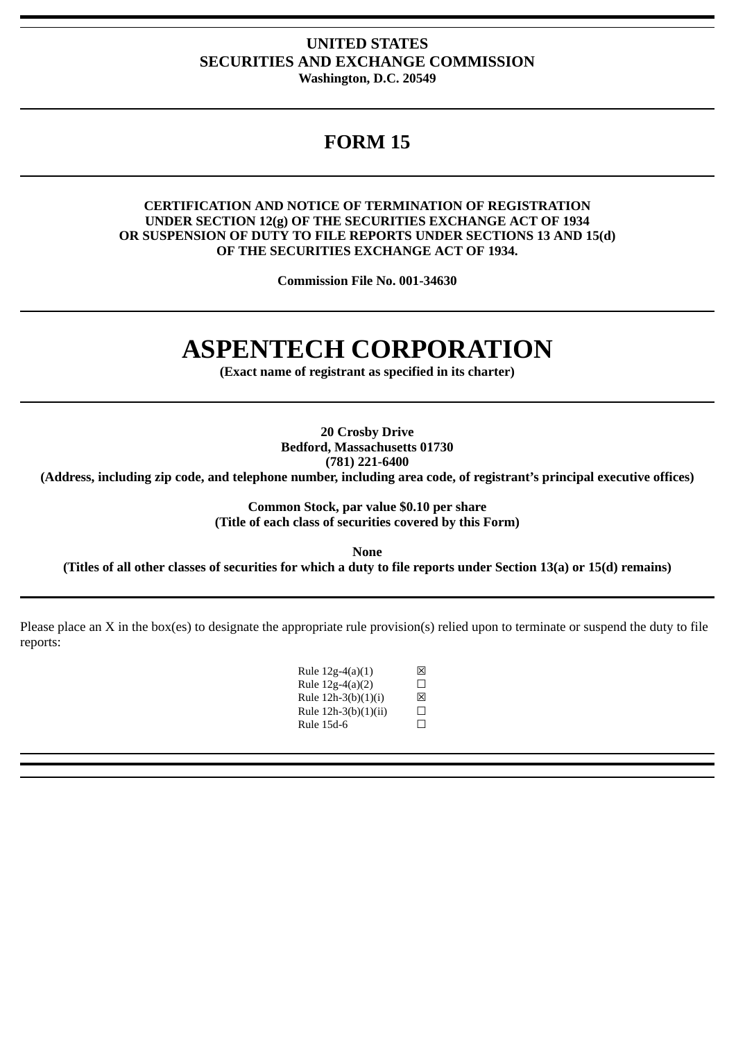**UNITED STATES**
**SECURITIES AND EXCHANGE COMMISSION**
**Washington, D.C. 20549**

# FORM 15

**CERTIFICATION AND NOTICE OF TERMINATION OF REGISTRATION UNDER SECTION 12(g) OF THE SECURITIES EXCHANGE ACT OF 1934 OR SUSPENSION OF DUTY TO FILE REPORTS UNDER SECTIONS 13 AND 15(d) OF THE SECURITIES EXCHANGE ACT OF 1934.**

**Commission File No. 001-34630**

# ASPENTECH CORPORATION

**(Exact name of registrant as specified in its charter)**

**20 Crosby Drive**
**Bedford, Massachusetts 01730**
**(781) 221-6400**
**(Address, including zip code, and telephone number, including area code, of registrant's principal executive offices)**

**Common Stock, par value $0.10 per share**
**(Title of each class of securities covered by this Form)**

**None**
**(Titles of all other classes of securities for which a duty to file reports under Section 13(a) or 15(d) remains)**

Please place an X in the box(es) to designate the appropriate rule provision(s) relied upon to terminate or suspend the duty to file reports:

| | |
|---|---|
| Rule 12g-4(a)(1) | ☒ |
| Rule 12g-4(a)(2) | ☐ |
| Rule 12h-3(b)(1)(i) | ☒ |
| Rule 12h-3(b)(1)(ii) | ☐ |
| Rule 15d-6 | ☐ |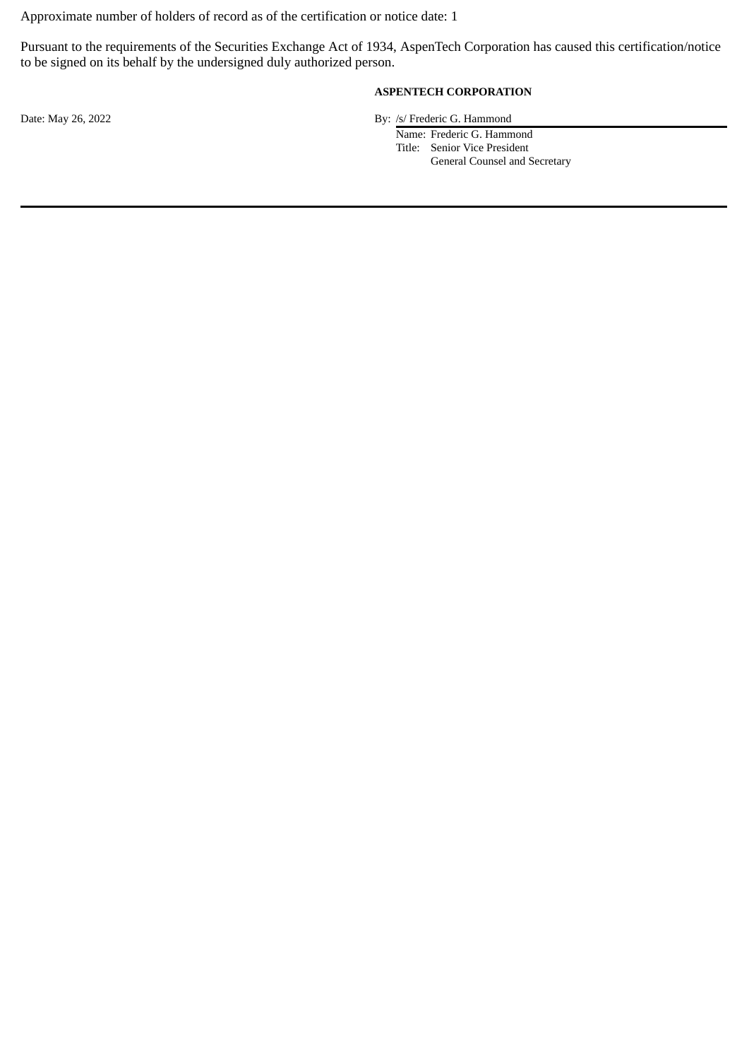Approximate number of holders of record as of the certification or notice date: 1

Pursuant to the requirements of the Securities Exchange Act of 1934, AspenTech Corporation has caused this certification/notice to be signed on its behalf by the undersigned duly authorized person.

**ASPENTECH CORPORATION**

Date: May 26, 2022

By: /s/ Frederic G. Hammond

Name: Frederic G. Hammond

Title: Senior Vice President
General Counsel and Secretary